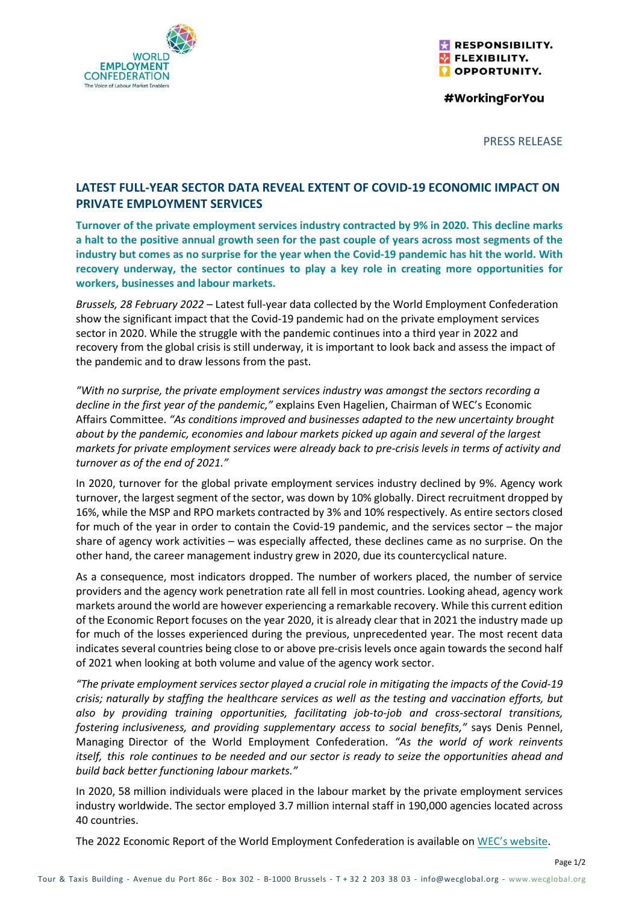WORLD EMPLOYMENT CONFEDERATION
The Voice of Labour Market Enablers

RESPONSIBILITY.
FLEXIBILITY.
OPPORTUNITY.

#WorkingForYou

PRESS RELEASE

## LATEST FULL-YEAR SECTOR DATA REVEAL EXTENT OF COVID-19 ECONOMIC IMPACT ON PRIVATE EMPLOYMENT SERVICES

**Turnover of the private employment services industry contracted by 9% in 2020. This decline marks a halt to the positive annual growth seen for the past couple of years across most segments of the industry but comes as no surprise for the year when the Covid-19 pandemic has hit the world. With recovery underway, the sector continues to play a key role in creating more opportunities for workers, businesses and labour markets.**

*Brussels, 28 February 2022* – Latest full-year data collected by the World Employment Confederation show the significant impact that the Covid-19 pandemic had on the private employment services sector in 2020. While the struggle with the pandemic continues into a third year in 2022 and recovery from the global crisis is still underway, it is important to look back and assess the impact of the pandemic and to draw lessons from the past.

*"With no surprise, the private employment services industry was amongst the sectors recording a decline in the first year of the pandemic,"* explains Even Hagelien, Chairman of WEC's Economic Affairs Committee. *"As conditions improved and businesses adapted to the new uncertainty brought about by the pandemic, economies and labour markets picked up again and several of the largest markets for private employment services were already back to pre-crisis levels in terms of activity and turnover as of the end of 2021."*

In 2020, turnover for the global private employment services industry declined by 9%. Agency work turnover, the largest segment of the sector, was down by 10% globally. Direct recruitment dropped by 16%, while the MSP and RPO markets contracted by 3% and 10% respectively. As entire sectors closed for much of the year in order to contain the Covid-19 pandemic, and the services sector – the major share of agency work activities – was especially affected, these declines came as no surprise. On the other hand, the career management industry grew in 2020, due its countercyclical nature.

As a consequence, most indicators dropped. The number of workers placed, the number of service providers and the agency work penetration rate all fell in most countries. Looking ahead, agency work markets around the world are however experiencing a remarkable recovery. While this current edition of the Economic Report focuses on the year 2020, it is already clear that in 2021 the industry made up for much of the losses experienced during the previous, unprecedented year. The most recent data indicates several countries being close to or above pre-crisis levels once again towards the second half of 2021 when looking at both volume and value of the agency work sector.

*"The private employment services sector played a crucial role in mitigating the impacts of the Covid-19 crisis; naturally by staffing the healthcare services as well as the testing and vaccination efforts, but also by providing training opportunities, facilitating job-to-job and cross-sectoral transitions, fostering inclusiveness, and providing supplementary access to social benefits,"* says Denis Pennel, Managing Director of the World Employment Confederation. *"As the world of work reinvents itself, this role continues to be needed and our sector is ready to seize the opportunities ahead and build back better functioning labour markets."*

In 2020, 58 million individuals were placed in the labour market by the private employment services industry worldwide. The sector employed 3.7 million internal staff in 190,000 agencies located across 40 countries.

The 2022 Economic Report of the World Employment Confederation is available on WEC's website.

Tour & Taxis Building - Avenue du Port 86c - Box 302 - B-1000 Brussels - T + 32 2 203 38 03 - info@wecglobal.org - www.wecglobal.org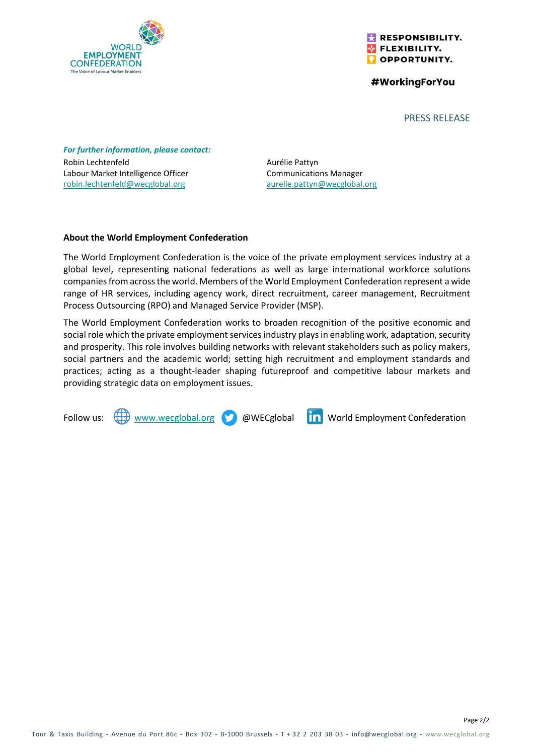RESPONSIBILITY.
FLEXIBILITY.
OPPORTUNITY.

#WorkingForYou

PRESS RELEASE

***For further information, please contact:***

Robin Lechtenfeld
Labour Market Intelligence Officer
robin.lechtenfeld@wecglobal.org

Aurélie Pattyn
Communications Manager
aurelie.pattyn@wecglobal.org

**About the World Employment Confederation**

The World Employment Confederation is the voice of the private employment services industry at a global level, representing national federations as well as large international workforce solutions companies from across the world. Members of the World Employment Confederation represent a wide range of HR services, including agency work, direct recruitment, career management, Recruitment Process Outsourcing (RPO) and Managed Service Provider (MSP).

The World Employment Confederation works to broaden recognition of the positive economic and social role which the private employment services industry plays in enabling work, adaptation, security and prosperity. This role involves building networks with relevant stakeholders such as policy makers, social partners and the academic world; setting high recruitment and employment standards and practices; acting as a thought-leader shaping futureproof and competitive labour markets and providing strategic data on employment issues.

Follow us: www.wecglobal.org @WECglobal World Employment Confederation

Tour & Taxis Building - Avenue du Port 86c - Box 302 - B-1000 Brussels - T + 32 2 203 38 03 - info@wecglobal.org - www.wecglobal.org